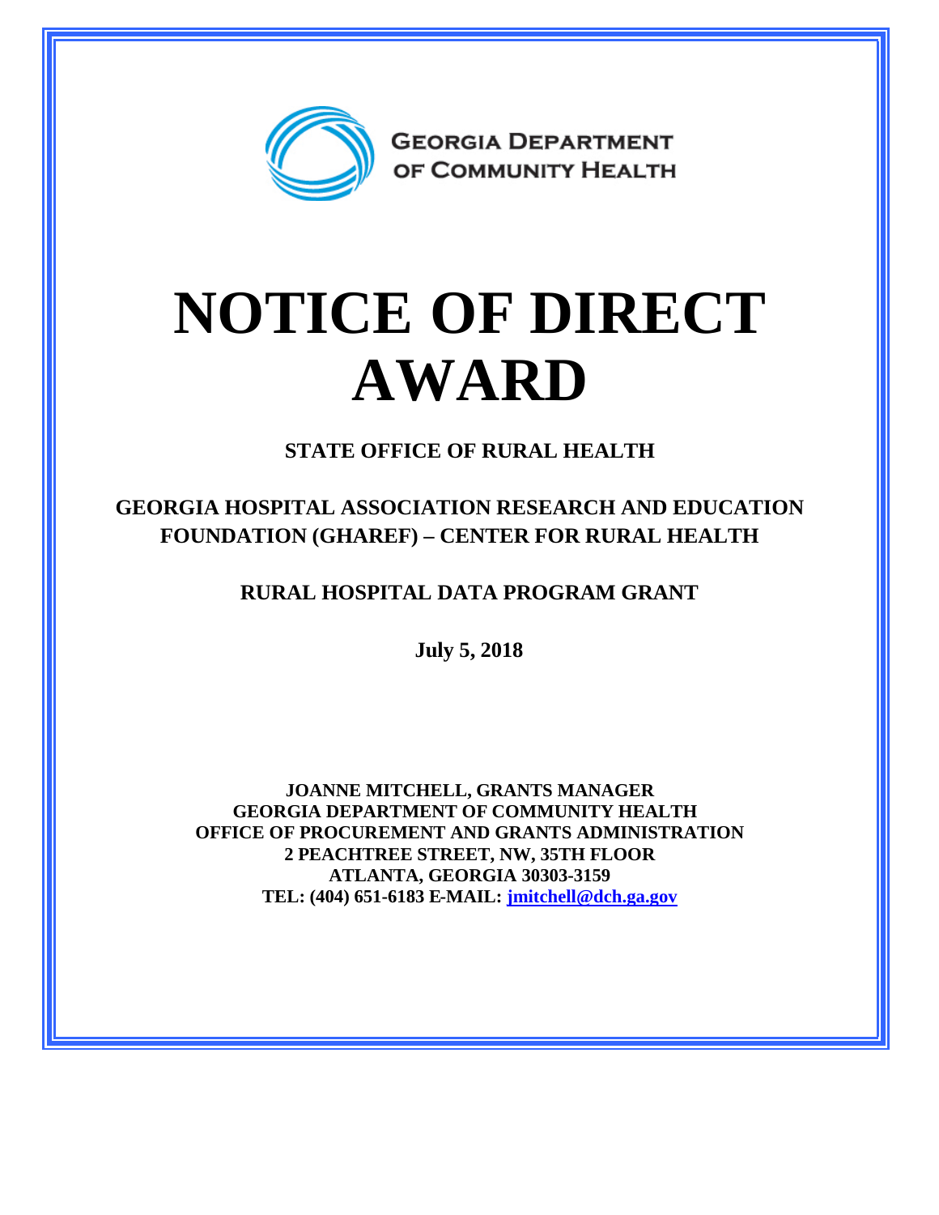GEORGIA DEPARTMENT OF COMMUNITY HEALTH

# NOTICE OF DIRECT AWARD

**STATE OFFICE OF RURAL HEALTH**

**GEORGIA HOSPITAL ASSOCIATION RESEARCH AND EDUCATION FOUNDATION (GHAREF) – CENTER FOR RURAL HEALTH**

**RURAL HOSPITAL DATA PROGRAM GRANT**

**July 5, 2018**

**JOANNE MITCHELL, GRANTS MANAGER**
**GEORGIA DEPARTMENT OF COMMUNITY HEALTH**
**OFFICE OF PROCUREMENT AND GRANTS ADMINISTRATION**
**2 PEACHTREE STREET, NW, 35TH FLOOR**
**ATLANTA, GEORGIA 30303-3159**
**TEL: (404) 651-6183 E-MAIL: jmitchell@dch.ga.gov**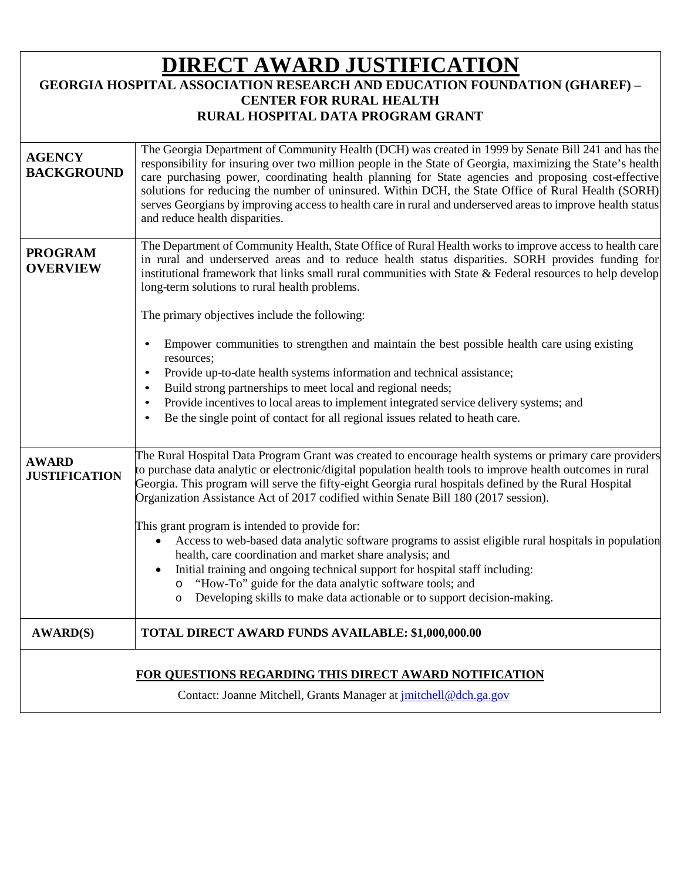# DIRECT AWARD JUSTIFICATION

## GEORGIA HOSPITAL ASSOCIATION RESEARCH AND EDUCATION FOUNDATION (GHAREF) – CENTER FOR RURAL HEALTH RURAL HOSPITAL DATA PROGRAM GRANT

| | |
|---|---|
| **AGENCY BACKGROUND** | The Georgia Department of Community Health (DCH) was created in 1999 by Senate Bill 241 and has the responsibility for insuring over two million people in the State of Georgia, maximizing the State's health care purchasing power, coordinating health planning for State agencies and proposing cost-effective solutions for reducing the number of uninsured. Within DCH, the State Office of Rural Health (SORH) serves Georgians by improving access to health care in rural and underserved areas to improve health status and reduce health disparities. |
| **PROGRAM OVERVIEW** | The Department of Community Health, State Office of Rural Health works to improve access to health care in rural and underserved areas and to reduce health status disparities. SORH provides funding for institutional framework that links small rural communities with State & Federal resources to help develop long-term solutions to rural health problems.<br><br>The primary objectives include the following:<br><br>• Empower communities to strengthen and maintain the best possible health care using existing resources;<br>• Provide up-to-date health systems information and technical assistance;<br>• Build strong partnerships to meet local and regional needs;<br>• Provide incentives to local areas to implement integrated service delivery systems; and<br>• Be the single point of contact for all regional issues related to heath care. |
| **AWARD JUSTIFICATION** | The Rural Hospital Data Program Grant was created to encourage health systems or primary care providers to purchase data analytic or electronic/digital population health tools to improve health outcomes in rural Georgia. This program will serve the fifty-eight Georgia rural hospitals defined by the Rural Hospital Organization Assistance Act of 2017 codified within Senate Bill 180 (2017 session).<br><br>This grant program is intended to provide for:<br>• Access to web-based data analytic software programs to assist eligible rural hospitals in population health, care coordination and market share analysis; and<br>• Initial training and ongoing technical support for hospital staff including:<br>  o "How-To" guide for the data analytic software tools; and<br>  o Developing skills to make data actionable or to support decision-making. |
| **AWARD(S)** | **TOTAL DIRECT AWARD FUNDS AVAILABLE: $1,000,000.00** |

**FOR QUESTIONS REGARDING THIS DIRECT AWARD NOTIFICATION**

Contact: Joanne Mitchell, Grants Manager at jmitchell@dch.ga.gov